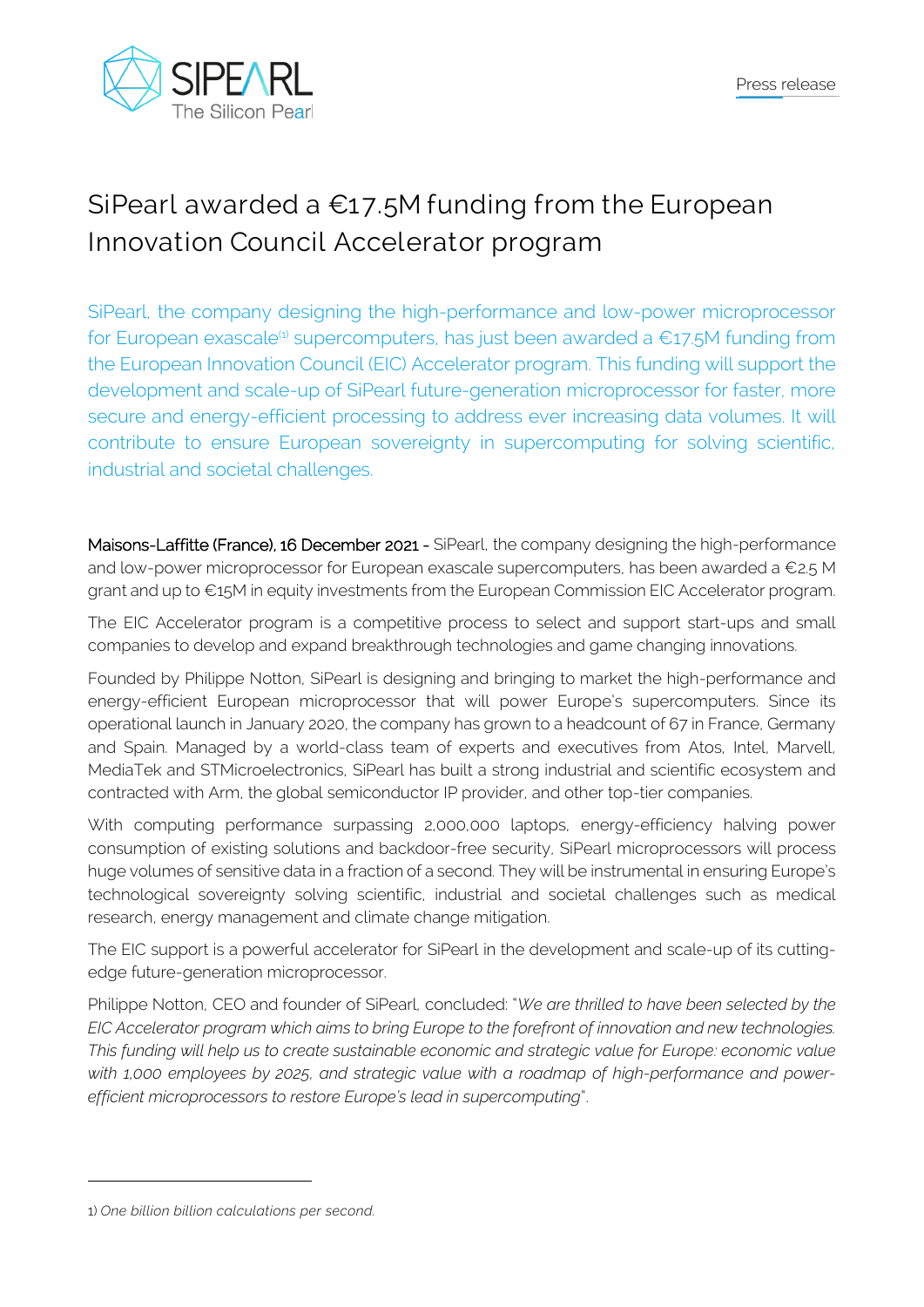Press release

# SiPearl awarded a €17.5M funding from the European Innovation Council Accelerator program

SiPearl, the company designing the high-performance and low-power microprocessor for European exascale[1] supercomputers, has just been awarded a €17.5M funding from the European Innovation Council (EIC) Accelerator program. This funding will support the development and scale-up of SiPearl future-generation microprocessor for faster, more secure and energy-efficient processing to address ever increasing data volumes. It will contribute to ensure European sovereignty in supercomputing for solving scientific, industrial and societal challenges.

Maisons-Laffitte (France), 16 December 2021 - SiPearl, the company designing the high-performance and low-power microprocessor for European exascale supercomputers, has been awarded a €2.5 M grant and up to €15M in equity investments from the European Commission EIC Accelerator program.

The EIC Accelerator program is a competitive process to select and support start-ups and small companies to develop and expand breakthrough technologies and game changing innovations.

Founded by Philippe Notton, SiPearl is designing and bringing to market the high-performance and energy-efficient European microprocessor that will power Europe's supercomputers. Since its operational launch in January 2020, the company has grown to a headcount of 67 in France, Germany and Spain. Managed by a world-class team of experts and executives from Atos, Intel, Marvell, MediaTek and STMicroelectronics, SiPearl has built a strong industrial and scientific ecosystem and contracted with Arm, the global semiconductor IP provider, and other top-tier companies.

With computing performance surpassing 2,000,000 laptops, energy-efficiency halving power consumption of existing solutions and backdoor-free security, SiPearl microprocessors will process huge volumes of sensitive data in a fraction of a second. They will be instrumental in ensuring Europe's technological sovereignty solving scientific, industrial and societal challenges such as medical research, energy management and climate change mitigation.

The EIC support is a powerful accelerator for SiPearl in the development and scale-up of its cutting-edge future-generation microprocessor.

Philippe Notton, CEO and founder of SiPearl, concluded: "*We are thrilled to have been selected by the EIC Accelerator program which aims to bring Europe to the forefront of innovation and new technologies. This funding will help us to create sustainable economic and strategic value for Europe: economic value with 1,000 employees by 2025, and strategic value with a roadmap of high-performance and power-efficient microprocessors to restore Europe's lead in supercomputing*".

---

1) *One billion billion calculations per second.*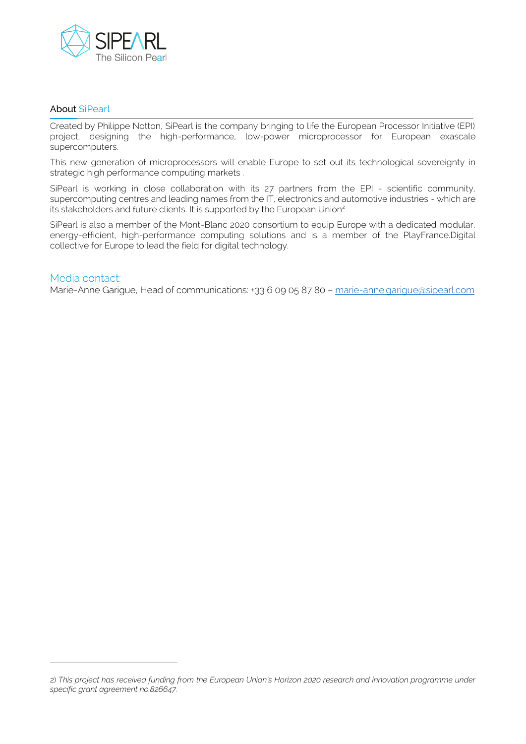## About SiPearl

Created by Philippe Notton, SiPearl is the company bringing to life the European Processor Initiative (EPI) project, designing the high-performance, low-power microprocessor for European exascale supercomputers.

This new generation of microprocessors will enable Europe to set out its technological sovereignty in strategic high performance computing markets .

SiPearl is working in close collaboration with its 27 partners from the EPI - scientific community, supercomputing centres and leading names from the IT, electronics and automotive industries - which are its stakeholders and future clients. It is supported by the European Union[2]

SiPearl is also a member of the Mont-Blanc 2020 consortium to equip Europe with a dedicated modular, energy-efficient, high-performance computing solutions and is a member of the PlayFrance.Digital collective for Europe to lead the field for digital technology.

## Media contact:

Marie-Anne Garigue, Head of communications: +33 6 09 05 87 80 – marie-anne.garigue@sipearl.com

---

2) *This project has received funding from the European Union's Horizon 2020 research and innovation programme under specific grant agreement no.826647.*